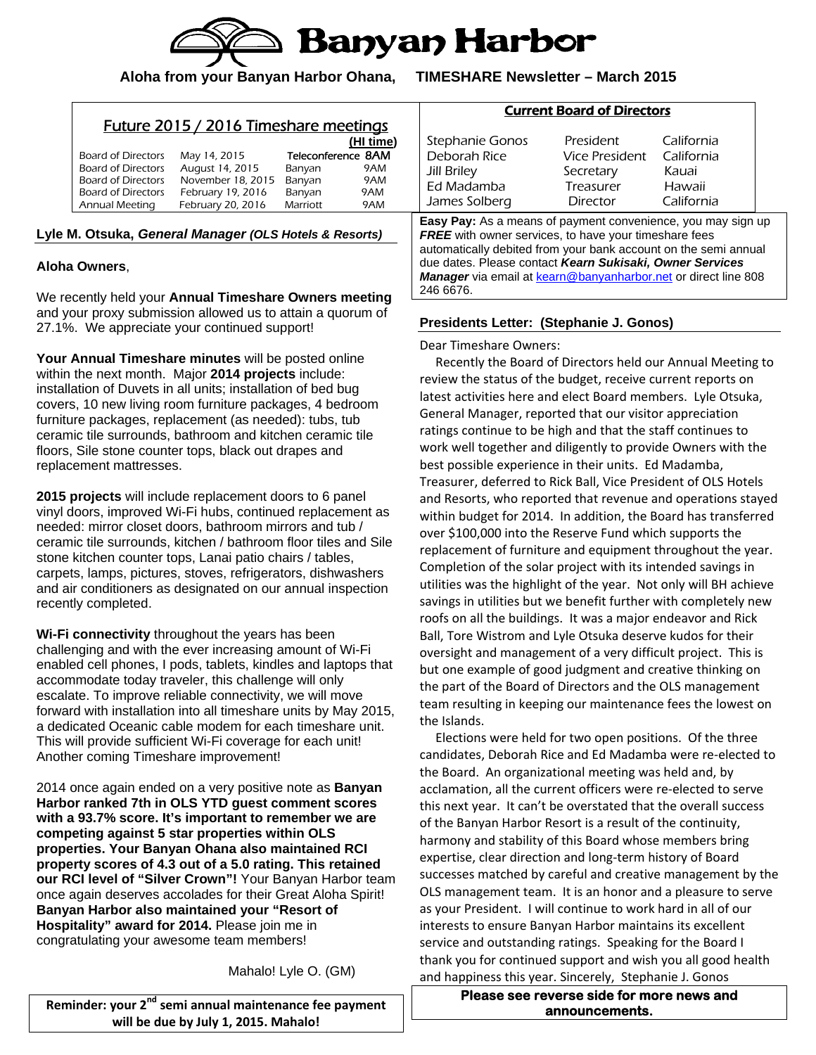# Banyan Harbor

**Aloha from your Banyan Harbor Ohana, TIMESHARE Newsletter – March 2015**

## Future 2015 / 2016 Timeshare meetings

| | | | (HI time) |
|---|---|---|---|
| Board of Directors | May 14, 2015 | Teleconference | 8AM |
| Board of Directors | August 14, 2015 | Banyan | 9AM |
| Board of Directors | November 18, 2015 | Banyan | 9AM |
| Board of Directors | February 19, 2016 | Banyan | 9AM |
| Annual Meeting | February 20, 2016 | Marriott | 9AM |

### Lyle M. Otsuka, *General Manager (OLS Hotels & Resorts)*

**Aloha Owners**,

We recently held your **Annual Timeshare Owners meeting** and your proxy submission allowed us to attain a quorum of 27.1%. We appreciate your continued support!

**Your Annual Timeshare minutes** will be posted online within the next month. Major **2014 projects** include: installation of Duvets in all units; installation of bed bug covers, 10 new living room furniture packages, 4 bedroom furniture packages, replacement (as needed): tubs, tub ceramic tile surrounds, bathroom and kitchen ceramic tile floors, Sile stone counter tops, black out drapes and replacement mattresses.

**2015 projects** will include replacement doors to 6 panel vinyl doors, improved Wi-Fi hubs, continued replacement as needed: mirror closet doors, bathroom mirrors and tub / ceramic tile surrounds, kitchen / bathroom floor tiles and Sile stone kitchen counter tops, Lanai patio chairs / tables, carpets, lamps, pictures, stoves, refrigerators, dishwashers and air conditioners as designated on our annual inspection recently completed.

**Wi-Fi connectivity** throughout the years has been challenging and with the ever increasing amount of Wi-Fi enabled cell phones, I pods, tablets, kindles and laptops that accommodate today traveler, this challenge will only escalate. To improve reliable connectivity, we will move forward with installation into all timeshare units by May 2015, a dedicated Oceanic cable modem for each timeshare unit. This will provide sufficient Wi-Fi coverage for each unit! Another coming Timeshare improvement!

2014 once again ended on a very positive note as **Banyan Harbor ranked 7th in OLS YTD guest comment scores with a 93.7% score. It's important to remember we are competing against 5 star properties within OLS properties. Your Banyan Ohana also maintained RCI property scores of 4.3 out of a 5.0 rating. This retained our RCI level of "Silver Crown"!** Your Banyan Harbor team once again deserves accolades for their Great Aloha Spirit! **Banyan Harbor also maintained your "Resort of Hospitality" award for 2014.** Please join me in congratulating your awesome team members!

Mahalo! Lyle O. (GM)

**Reminder: your 2nd semi annual maintenance fee payment will be due by July 1, 2015. Mahalo!**

## Current Board of Directors

| | | |
|---|---|---|
| Stephanie Gonos | President | California |
| Deborah Rice | Vice President | California |
| Jill Briley | Secretary | Kauai |
| Ed Madamba | Treasurer | Hawaii |
| James Solberg | Director | California |

**Easy Pay:** As a means of payment convenience, you may sign up ***FREE*** with owner services, to have your timeshare fees automatically debited from your bank account on the semi annual due dates. Please contact ***Kearn Sukisaki, Owner Services Manager*** via email at kearn@banyanharbor.net or direct line 808 246 6676.

### Presidents Letter: (Stephanie J. Gonos)

Dear Timeshare Owners:

Recently the Board of Directors held our Annual Meeting to review the status of the budget, receive current reports on latest activities here and elect Board members. Lyle Otsuka, General Manager, reported that our visitor appreciation ratings continue to be high and that the staff continues to work well together and diligently to provide Owners with the best possible experience in their units. Ed Madamba, Treasurer, deferred to Rick Ball, Vice President of OLS Hotels and Resorts, who reported that revenue and operations stayed within budget for 2014. In addition, the Board has transferred over $100,000 into the Reserve Fund which supports the replacement of furniture and equipment throughout the year. Completion of the solar project with its intended savings in utilities was the highlight of the year. Not only will BH achieve savings in utilities but we benefit further with completely new roofs on all the buildings. It was a major endeavor and Rick Ball, Tore Wistrom and Lyle Otsuka deserve kudos for their oversight and management of a very difficult project. This is but one example of good judgment and creative thinking on the part of the Board of Directors and the OLS management team resulting in keeping our maintenance fees the lowest on the Islands.

Elections were held for two open positions. Of the three candidates, Deborah Rice and Ed Madamba were re-elected to the Board. An organizational meeting was held and, by acclamation, all the current officers were re-elected to serve this next year. It can't be overstated that the overall success of the Banyan Harbor Resort is a result of the continuity, harmony and stability of this Board whose members bring expertise, clear direction and long-term history of Board successes matched by careful and creative management by the OLS management team. It is an honor and a pleasure to serve as your President. I will continue to work hard in all of our interests to ensure Banyan Harbor maintains its excellent service and outstanding ratings. Speaking for the Board I thank you for continued support and wish you all good health and happiness this year. Sincerely, Stephanie J. Gonos

**Please see reverse side for more news and announcements.**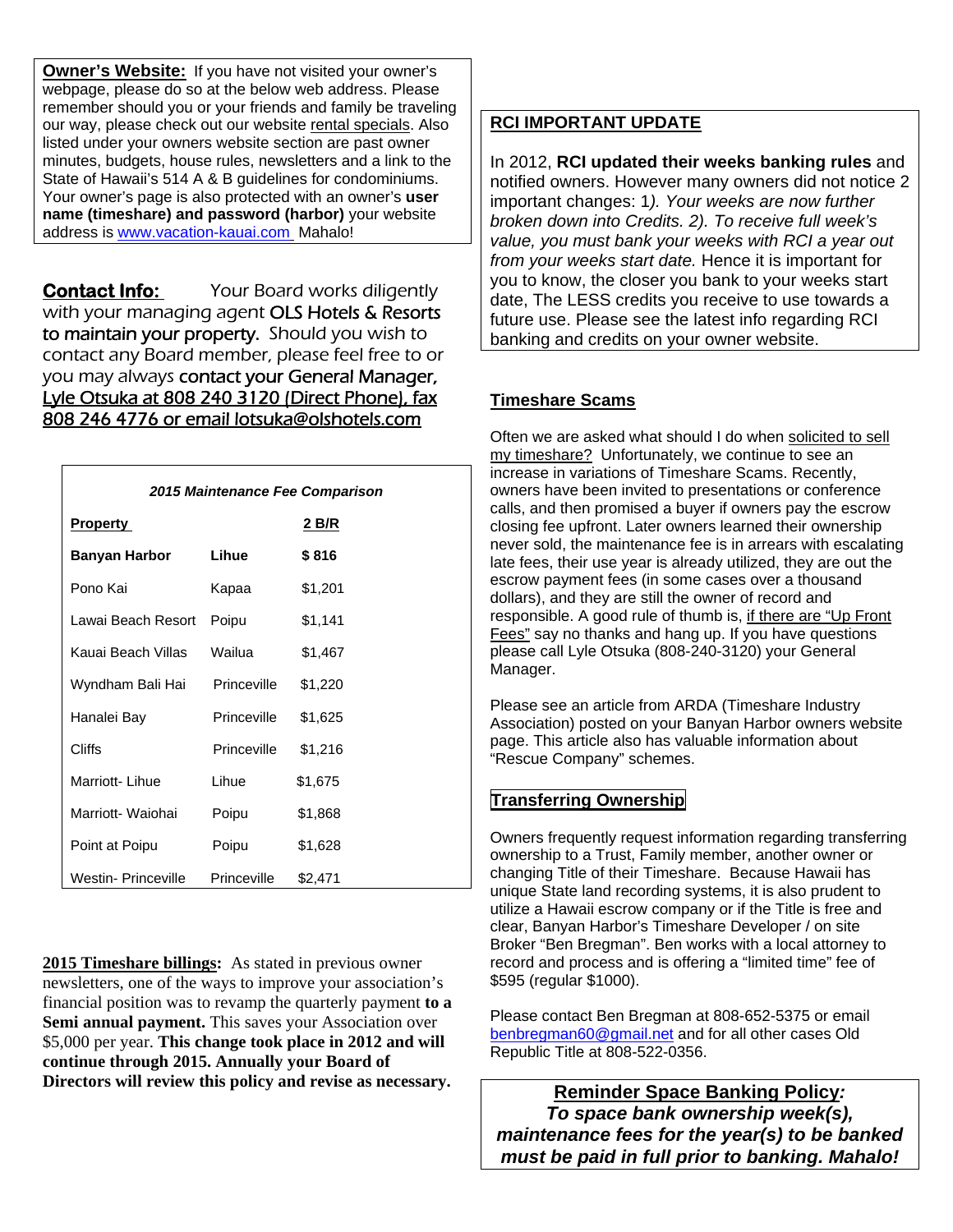**Owner's Website:** If you have not visited your owner's webpage, please do so at the below web address. Please remember should you or your friends and family be traveling our way, please check out our website rental specials. Also listed under your owners website section are past owner minutes, budgets, house rules, newsletters and a link to the State of Hawaii's 514 A & B guidelines for condominiums. Your owner's page is also protected with an owner's **user name (timeshare) and password (harbor)** your website address is www.vacation-kauai.com Mahalo!

**Contact Info:** Your Board works diligently with your managing agent OLS Hotels & Resorts to maintain your property. Should you wish to contact any Board member, please feel free to or you may always contact your General Manager, Lyle Otsuka at 808 240 3120 (Direct Phone), fax 808 246 4776 or email lotsuka@olshotels.com

***2015 Maintenance Fee Comparison***

| **Property** | | **2 B/R** |
|---|---|---|
| **Banyan Harbor** | **Lihue** | **$ 816** |
| Pono Kai | Kapaa | $1,201 |
| Lawai Beach Resort | Poipu | $1,141 |
| Kauai Beach Villas | Wailua | $1,467 |
| Wyndham Bali Hai | Princeville | $1,220 |
| Hanalei Bay | Princeville | $1,625 |
| Cliffs | Princeville | $1,216 |
| Marriott- Lihue | Lihue | $1,675 |
| Marriott- Waiohai | Poipu | $1,868 |
| Point at Poipu | Poipu | $1,628 |
| Westin- Princeville | Princeville | $2,471 |

**2015 Timeshare billings:** As stated in previous owner newsletters, one of the ways to improve your association's financial position was to revamp the quarterly payment **to a Semi annual payment.** This saves your Association over $5,000 per year. **This change took place in 2012 and will continue through 2015. Annually your Board of Directors will review this policy and revise as necessary.**

## RCI IMPORTANT UPDATE

In 2012, **RCI updated their weeks banking rules** and notified owners. However many owners did not notice 2 important changes: 1*). Your weeks are now further broken down into Credits. 2). To receive full week's value, you must bank your weeks with RCI a year out from your weeks start date.* Hence it is important for you to know, the closer you bank to your weeks start date, The LESS credits you receive to use towards a future use. Please see the latest info regarding RCI banking and credits on your owner website.

## Timeshare Scams

Often we are asked what should I do when solicited to sell my timeshare? Unfortunately, we continue to see an increase in variations of Timeshare Scams. Recently, owners have been invited to presentations or conference calls, and then promised a buyer if owners pay the escrow closing fee upfront. Later owners learned their ownership never sold, the maintenance fee is in arrears with escalating late fees, their use year is already utilized, they are out the escrow payment fees (in some cases over a thousand dollars), and they are still the owner of record and responsible. A good rule of thumb is, if there are "Up Front Fees" say no thanks and hang up. If you have questions please call Lyle Otsuka (808-240-3120) your General Manager.

Please see an article from ARDA (Timeshare Industry Association) posted on your Banyan Harbor owners website page. This article also has valuable information about "Rescue Company" schemes.

## Transferring Ownership

Owners frequently request information regarding transferring ownership to a Trust, Family member, another owner or changing Title of their Timeshare. Because Hawaii has unique State land recording systems, it is also prudent to utilize a Hawaii escrow company or if the Title is free and clear, Banyan Harbor's Timeshare Developer / on site Broker "Ben Bregman". Ben works with a local attorney to record and process and is offering a "limited time" fee of $595 (regular $1000).

Please contact Ben Bregman at 808-652-5375 or email benbregman60@gmail.net and for all other cases Old Republic Title at 808-522-0356.

**Reminder Space Banking Policy*:***
***To space bank ownership week(s), maintenance fees for the year(s) to be banked must be paid in full prior to banking. Mahalo!***